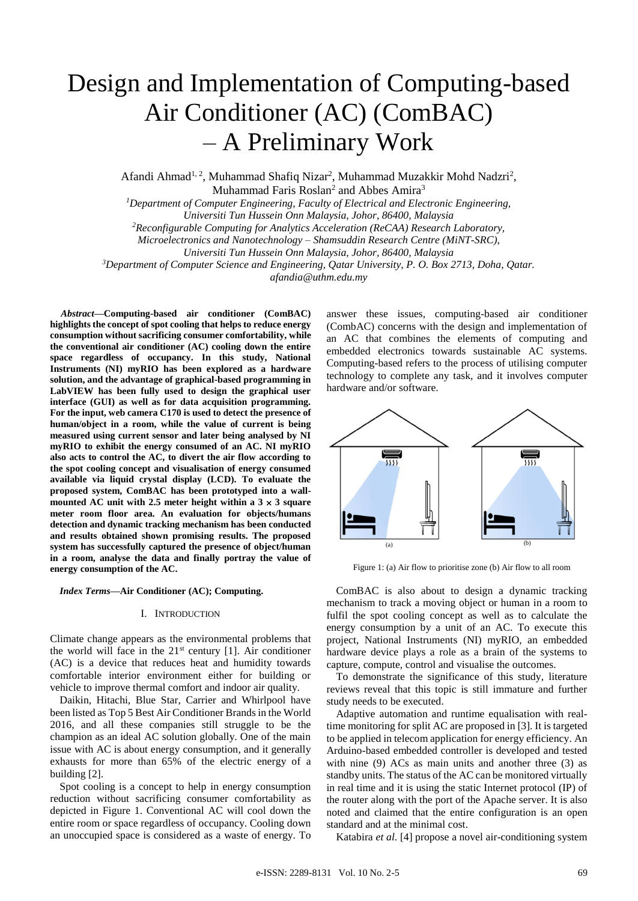# Design and Implementation of Computing-based Air Conditioner (AC) (ComBAC) – A Preliminary Work

Afandi Ahmad[1, 2], Muhammad Shafiq Nizar[2], Muhammad Muzakkir Mohd Nadzri[2], Muhammad Faris Roslan[2] and Abbes Amira[3]

[1]*Department of Computer Engineering, Faculty of Electrical and Electronic Engineering, Universiti Tun Hussein Onn Malaysia, Johor, 86400, Malaysia*

[2]*Reconfigurable Computing for Analytics Acceleration (ReCAA) Research Laboratory, Microelectronics and Nanotechnology – Shamsuddin Research Centre (MiNT-SRC), Universiti Tun Hussein Onn Malaysia, Johor, 86400, Malaysia*

[3]*Department of Computer Science and Engineering, Qatar University, P. O. Box 2713, Doha, Qatar.*

*afandia@uthm.edu.my*

***Abstract*—Computing-based air conditioner (ComBAC) highlights the concept of spot cooling that helps to reduce energy consumption without sacrificing consumer comfortability, while the conventional air conditioner (AC) cooling down the entire space regardless of occupancy. In this study, National Instruments (NI) myRIO has been explored as a hardware solution, and the advantage of graphical-based programming in LabVIEW has been fully used to design the graphical user interface (GUI) as well as for data acquisition programming. For the input, web camera C170 is used to detect the presence of human/object in a room, while the value of current is being measured using current sensor and later being analysed by NI myRIO to exhibit the energy consumed of an AC. NI myRIO also acts to control the AC, to divert the air flow according to the spot cooling concept and visualisation of energy consumed available via liquid crystal display (LCD). To evaluate the proposed system, ComBAC has been prototyped into a wall-mounted AC unit with 2.5 meter height within a 3 × 3 square meter room floor area. An evaluation for objects/humans detection and dynamic tracking mechanism has been conducted and results obtained shown promising results. The proposed system has successfully captured the presence of object/human in a room, analyse the data and finally portray the value of energy consumption of the AC.**

***Index Terms*—Air Conditioner (AC); Computing.**

## I. INTRODUCTION

Climate change appears as the environmental problems that the world will face in the 21st century [1]. Air conditioner (AC) is a device that reduces heat and humidity towards comfortable interior environment either for building or vehicle to improve thermal comfort and indoor air quality.

Daikin, Hitachi, Blue Star, Carrier and Whirlpool have been listed as Top 5 Best Air Conditioner Brands in the World 2016, and all these companies still struggle to be the champion as an ideal AC solution globally. One of the main issue with AC is about energy consumption, and it generally exhausts for more than 65% of the electric energy of a building [2].

Spot cooling is a concept to help in energy consumption reduction without sacrificing consumer comfortability as depicted in Figure 1. Conventional AC will cool down the entire room or space regardless of occupancy. Cooling down an unoccupied space is considered as a waste of energy. To answer these issues, computing-based air conditioner (CombAC) concerns with the design and implementation of an AC that combines the elements of computing and embedded electronics towards sustainable AC systems. Computing-based refers to the process of utilising computer technology to complete any task, and it involves computer hardware and/or software.

Figure 1: (a) Air flow to prioritise zone (b) Air flow to all room

ComBAC is also about to design a dynamic tracking mechanism to track a moving object or human in a room to fulfil the spot cooling concept as well as to calculate the energy consumption by a unit of an AC. To execute this project, National Instruments (NI) myRIO, an embedded hardware device plays a role as a brain of the systems to capture, compute, control and visualise the outcomes.

To demonstrate the significance of this study, literature reviews reveal that this topic is still immature and further study needs to be executed.

Adaptive automation and runtime equalisation with real-time monitoring for split AC are proposed in [3]. It is targeted to be applied in telecom application for energy efficiency. An Arduino-based embedded controller is developed and tested with nine (9) ACs as main units and another three (3) as standby units. The status of the AC can be monitored virtually in real time and it is using the static Internet protocol (IP) of the router along with the port of the Apache server. It is also noted and claimed that the entire configuration is an open standard and at the minimal cost.

Katabira *et al.* [4] propose a novel air-conditioning system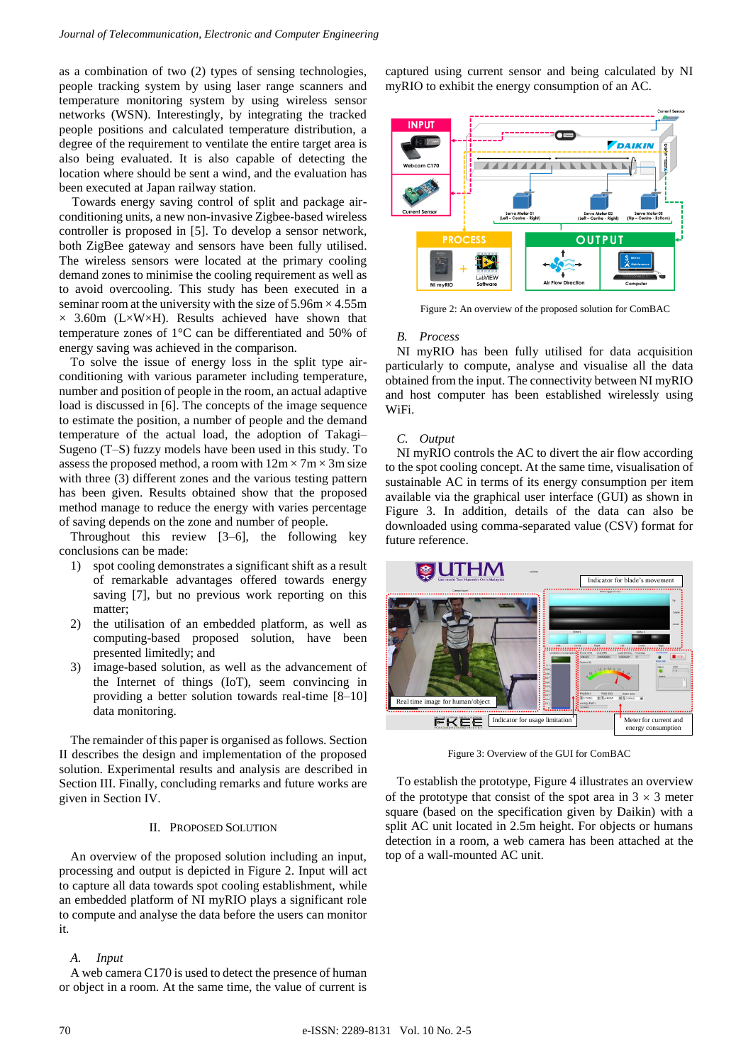as a combination of two (2) types of sensing technologies, people tracking system by using laser range scanners and temperature monitoring system by using wireless sensor networks (WSN). Interestingly, by integrating the tracked people positions and calculated temperature distribution, a degree of the requirement to ventilate the entire target area is also being evaluated. It is also capable of detecting the location where should be sent a wind, and the evaluation has been executed at Japan railway station.

Towards energy saving control of split and package air-conditioning units, a new non-invasive Zigbee-based wireless controller is proposed in [5]. To develop a sensor network, both ZigBee gateway and sensors have been fully utilised. The wireless sensors were located at the primary cooling demand zones to minimise the cooling requirement as well as to avoid overcooling. This study has been executed in a seminar room at the university with the size of 5.96m × 4.55m × 3.60m (L×W×H). Results achieved have shown that temperature zones of 1°C can be differentiated and 50% of energy saving was achieved in the comparison.

To solve the issue of energy loss in the split type air-conditioning with various parameter including temperature, number and position of people in the room, an actual adaptive load is discussed in [6]. The concepts of the image sequence to estimate the position, a number of people and the demand temperature of the actual load, the adoption of Takagi–Sugeno (T–S) fuzzy models have been used in this study. To assess the proposed method, a room with 12m × 7m × 3m size with three (3) different zones and the various testing pattern has been given. Results obtained show that the proposed method manage to reduce the energy with varies percentage of saving depends on the zone and number of people.

Throughout this review [3–6], the following key conclusions can be made:

1) spot cooling demonstrates a significant shift as a result of remarkable advantages offered towards energy saving [7], but no previous work reporting on this matter;
2) the utilisation of an embedded platform, as well as computing-based proposed solution, have been presented limitedly; and
3) image-based solution, as well as the advancement of the Internet of things (IoT), seem convincing in providing a better solution towards real-time [8–10] data monitoring.

The remainder of this paper is organised as follows. Section II describes the design and implementation of the proposed solution. Experimental results and analysis are described in Section III. Finally, concluding remarks and future works are given in Section IV.

## II. Proposed Solution

An overview of the proposed solution including an input, processing and output is depicted in Figure 2. Input will act to capture all data towards spot cooling establishment, while an embedded platform of NI myRIO plays a significant role to compute and analyse the data before the users can monitor it.

### *A. Input*

A web camera C170 is used to detect the presence of human or object in a room. At the same time, the value of current is captured using current sensor and being calculated by NI myRIO to exhibit the energy consumption of an AC.

Figure 2: An overview of the proposed solution for ComBAC

### *B. Process*

NI myRIO has been fully utilised for data acquisition particularly to compute, analyse and visualise all the data obtained from the input. The connectivity between NI myRIO and host computer has been established wirelessly using WiFi.

### *C. Output*

NI myRIO controls the AC to divert the air flow according to the spot cooling concept. At the same time, visualisation of sustainable AC in terms of its energy consumption per item available via the graphical user interface (GUI) as shown in Figure 3. In addition, details of the data can also be downloaded using comma-separated value (CSV) format for future reference.

Figure 3: Overview of the GUI for ComBAC

To establish the prototype, Figure 4 illustrates an overview of the prototype that consist of the spot area in 3 × 3 meter square (based on the specification given by Daikin) with a split AC unit located in 2.5m height. For objects or humans detection in a room, a web camera has been attached at the top of a wall-mounted AC unit.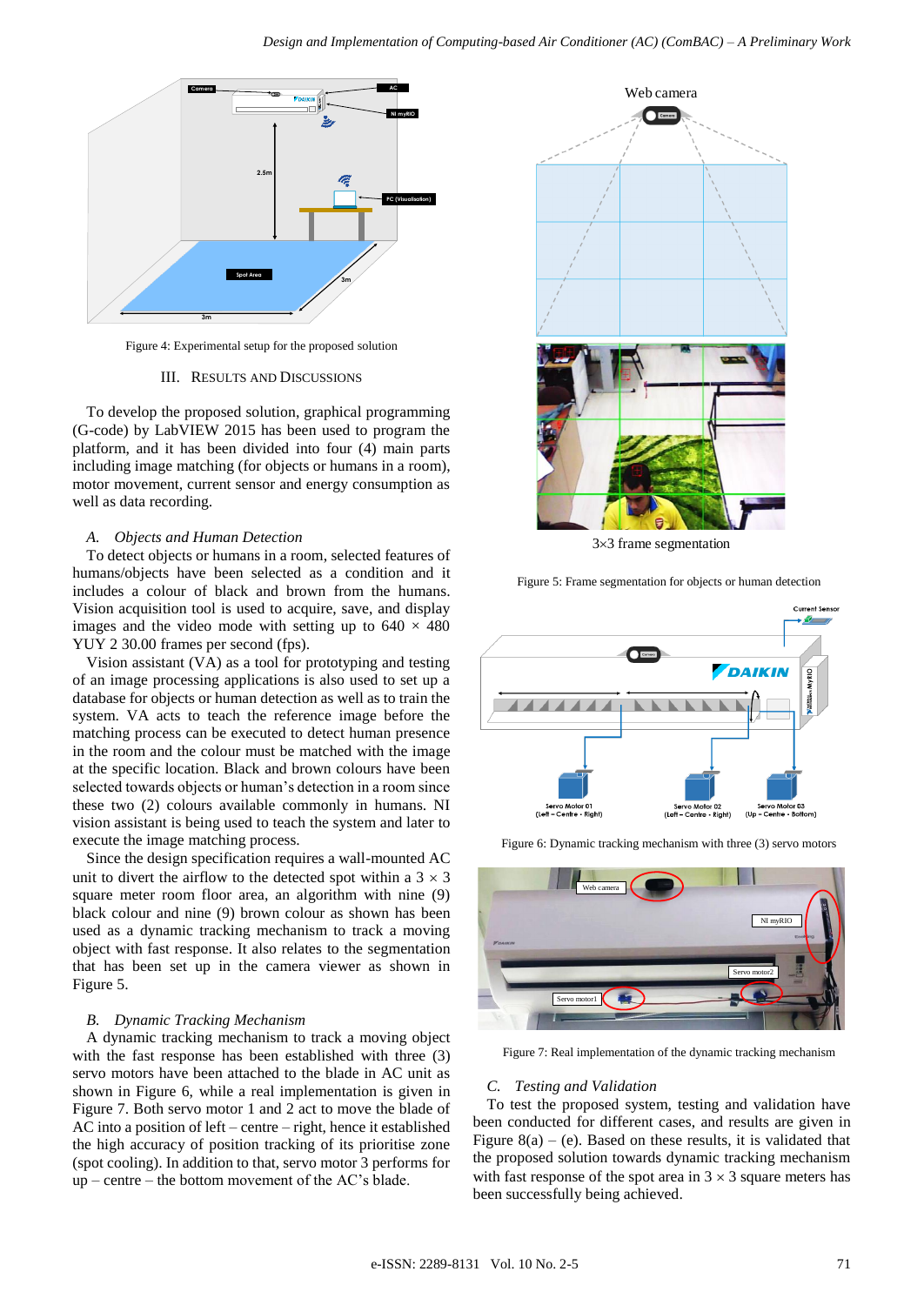Figure 4: Experimental setup for the proposed solution

## III. RESULTS AND DISCUSSIONS

To develop the proposed solution, graphical programming (G-code) by LabVIEW 2015 has been used to program the platform, and it has been divided into four (4) main parts including image matching (for objects or humans in a room), motor movement, current sensor and energy consumption as well as data recording.

### *A. Objects and Human Detection*

To detect objects or humans in a room, selected features of humans/objects have been selected as a condition and it includes a colour of black and brown from the humans. Vision acquisition tool is used to acquire, save, and display images and the video mode with setting up to 640 × 480 YUY 2 30.00 frames per second (fps).

Vision assistant (VA) as a tool for prototyping and testing of an image processing applications is also used to set up a database for objects or human detection as well as to train the system. VA acts to teach the reference image before the matching process can be executed to detect human presence in the room and the colour must be matched with the image at the specific location. Black and brown colours have been selected towards objects or human's detection in a room since these two (2) colours available commonly in humans. NI vision assistant is being used to teach the system and later to execute the image matching process.

Since the design specification requires a wall-mounted AC unit to divert the airflow to the detected spot within a 3 × 3 square meter room floor area, an algorithm with nine (9) black colour and nine (9) brown colour as shown has been used as a dynamic tracking mechanism to track a moving object with fast response. It also relates to the segmentation that has been set up in the camera viewer as shown in Figure 5.

### *B. Dynamic Tracking Mechanism*

A dynamic tracking mechanism to track a moving object with the fast response has been established with three (3) servo motors have been attached to the blade in AC unit as shown in Figure 6, while a real implementation is given in Figure 7. Both servo motor 1 and 2 act to move the blade of AC into a position of left – centre – right, hence it established the high accuracy of position tracking of its prioritise zone (spot cooling). In addition to that, servo motor 3 performs for up – centre – the bottom movement of the AC's blade.

3×3 frame segmentation

Figure 5: Frame segmentation for objects or human detection

Figure 6: Dynamic tracking mechanism with three (3) servo motors

Figure 7: Real implementation of the dynamic tracking mechanism

### *C. Testing and Validation*

To test the proposed system, testing and validation have been conducted for different cases, and results are given in Figure 8(a) – (e). Based on these results, it is validated that the proposed solution towards dynamic tracking mechanism with fast response of the spot area in 3 × 3 square meters has been successfully being achieved.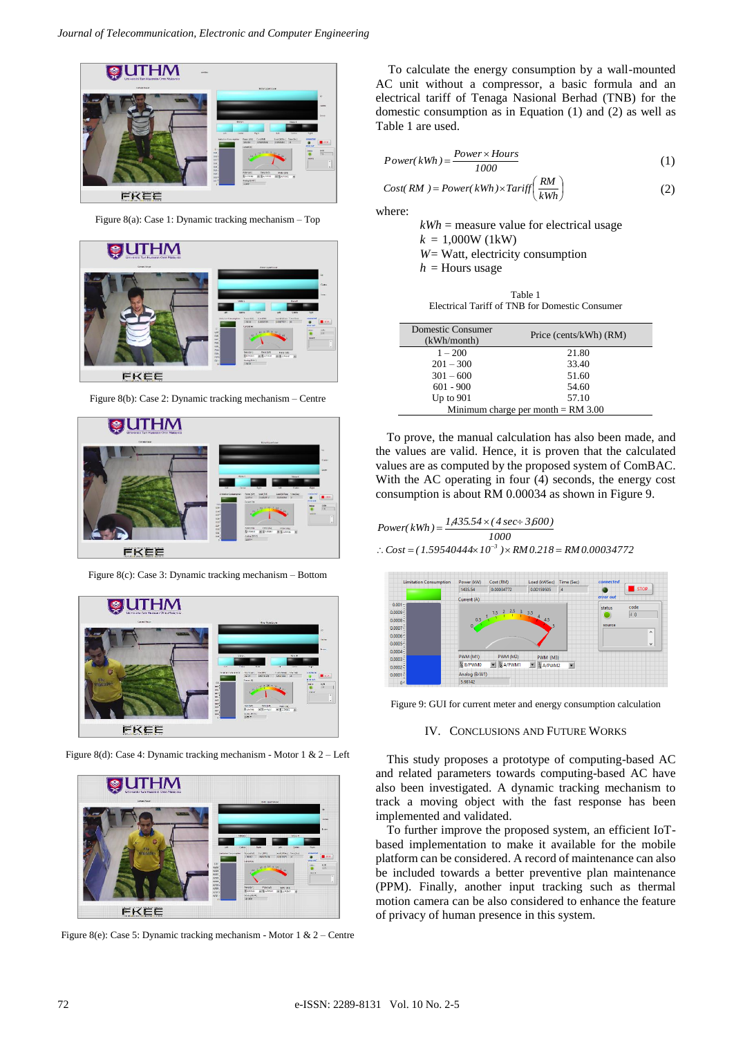Figure 8(a): Case 1: Dynamic tracking mechanism – Top

Figure 8(b): Case 2: Dynamic tracking mechanism – Centre

Figure 8(c): Case 3: Dynamic tracking mechanism – Bottom

Figure 8(d): Case 4: Dynamic tracking mechanism - Motor 1 & 2 – Left

Figure 8(e): Case 5: Dynamic tracking mechanism - Motor 1 & 2 – Centre

To calculate the energy consumption by a wall-mounted AC unit without a compressor, a basic formula and an electrical tariff of Tenaga Nasional Berhad (TNB) for the domestic consumption as in Equation (1) and (2) as well as Table 1 are used.

$$Power(kWh) = \frac{Power \times Hours}{1000} \tag{1}$$

$$Cost(RM) = Power(kWh) \times Tariff\left(\frac{RM}{kWh}\right) \tag{2}$$

where:

$kWh$ = measure value for electrical usage
$k$ = 1,000W (1kW)
$W$= Watt, electricity consumption
$h$ = Hours usage

Table 1
Electrical Tariff of TNB for Domestic Consumer

| Domestic Consumer (kWh/month) | Price (cents/kWh) (RM) |
|---|---|
| 1 – 200 | 21.80 |
| 201 – 300 | 33.40 |
| 301 – 600 | 51.60 |
| 601 - 900 | 54.60 |
| Up to 901 | 57.10 |
| Minimum charge per month = RM 3.00 | |

To prove, the manual calculation has also been made, and the values are valid. Hence, it is proven that the calculated values are as computed by the proposed system of ComBAC. With the AC operating in four (4) seconds, the energy cost consumption is about RM 0.00034 as shown in Figure 9.

$$Power(kWh) = \frac{1{,}435.54 \times (4\,sec \div 3{,}600)}{1000}$$

$$\therefore Cost = (1.59540444 \times 10^{-3}) \times RM\,0.218 = RM\,0.00034772$$

Figure 9: GUI for current meter and energy consumption calculation

## IV. Conclusions and Future Works

This study proposes a prototype of computing-based AC and related parameters towards computing-based AC have also been investigated. A dynamic tracking mechanism to track a moving object with the fast response has been implemented and validated.

To further improve the proposed system, an efficient IoT-based implementation to make it available for the mobile platform can be considered. A record of maintenance can also be included towards a better preventive plan maintenance (PPM). Finally, another input tracking such as thermal motion camera can be also considered to enhance the feature of privacy of human presence in this system.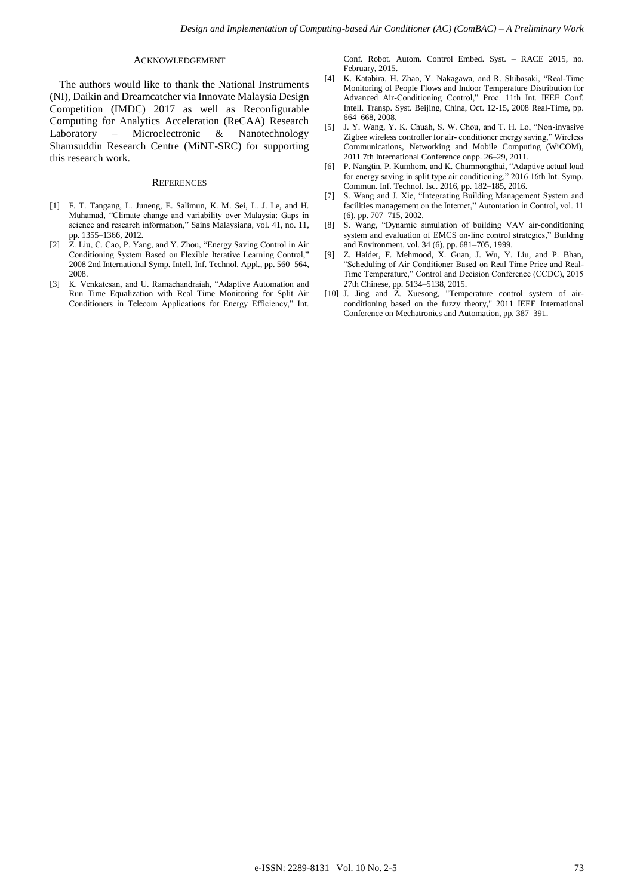## Acknowledgement

The authors would like to thank the National Instruments (NI), Daikin and Dreamcatcher via Innovate Malaysia Design Competition (IMDC) 2017 as well as Reconfigurable Computing for Analytics Acceleration (ReCAA) Research Laboratory – Microelectronic & Nanotechnology Shamsuddin Research Centre (MiNT-SRC) for supporting this research work.

## References

[1] F. T. Tangang, L. Juneng, E. Salimun, K. M. Sei, L. J. Le, and H. Muhamad, "Climate change and variability over Malaysia: Gaps in science and research information," Sains Malaysiana, vol. 41, no. 11, pp. 1355–1366, 2012.

[2] Z. Liu, C. Cao, P. Yang, and Y. Zhou, "Energy Saving Control in Air Conditioning System Based on Flexible Iterative Learning Control," 2008 2nd International Symp. Intell. Inf. Technol. Appl., pp. 560–564, 2008.

[3] K. Venkatesan, and U. Ramachandraiah, "Adaptive Automation and Run Time Equalization with Real Time Monitoring for Split Air Conditioners in Telecom Applications for Energy Efficiency," Int. Conf. Robot. Autom. Control Embed. Syst. – RACE 2015, no. February, 2015.

[4] K. Katabira, H. Zhao, Y. Nakagawa, and R. Shibasaki, "Real-Time Monitoring of People Flows and Indoor Temperature Distribution for Advanced Air-Conditioning Control," Proc. 11th Int. IEEE Conf. Intell. Transp. Syst. Beijing, China, Oct. 12-15, 2008 Real-Time, pp. 664–668, 2008.

[5] J. Y. Wang, Y. K. Chuah, S. W. Chou, and T. H. Lo, "Non-invasive Zigbee wireless controller for air- conditioner energy saving," Wireless Communications, Networking and Mobile Computing (WiCOM), 2011 7th International Conference onpp. 26–29, 2011.

[6] P. Nangtin, P. Kumhom, and K. Chamnongthai, "Adaptive actual load for energy saving in split type air conditioning," 2016 16th Int. Symp. Commun. Inf. Technol. Isc. 2016, pp. 182–185, 2016.

[7] S. Wang and J. Xie, "Integrating Building Management System and facilities management on the Internet," Automation in Control, vol. 11 (6), pp. 707–715, 2002.

[8] S. Wang, "Dynamic simulation of building VAV air-conditioning system and evaluation of EMCS on-line control strategies," Building and Environment, vol. 34 (6), pp. 681–705, 1999.

[9] Z. Haider, F. Mehmood, X. Guan, J. Wu, Y. Liu, and P. Bhan, "Scheduling of Air Conditioner Based on Real Time Price and Real-Time Temperature," Control and Decision Conference (CCDC), 2015 27th Chinese, pp. 5134–5138, 2015.

[10] J. Jing and Z. Xuesong, "Temperature control system of air-conditioning based on the fuzzy theory," 2011 IEEE International Conference on Mechatronics and Automation, pp. 387–391.